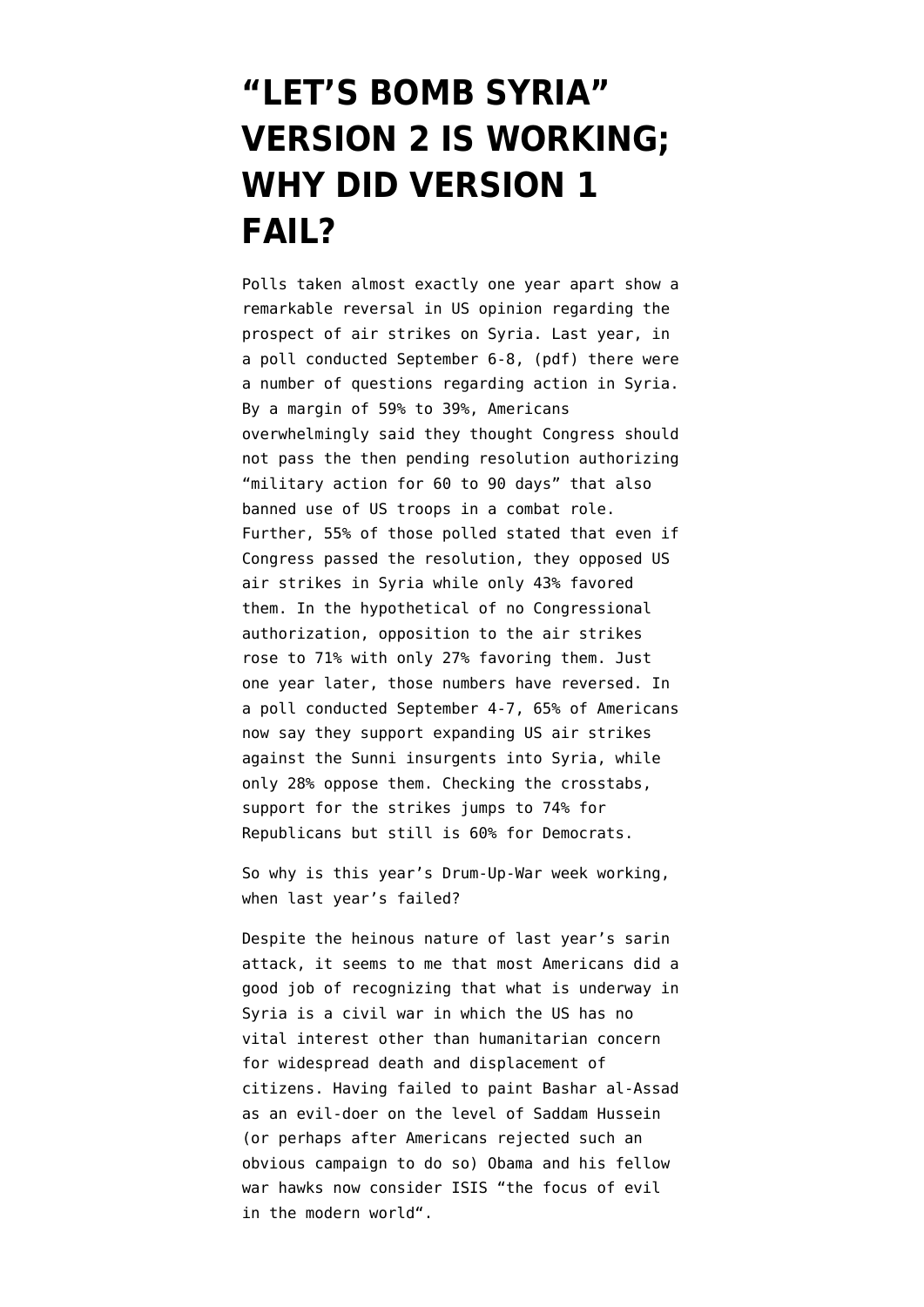# "LET'S BOMB SYRIA" VERSION 2 IS WORKING; WHY DID VERSION 1 FAIL?

Polls taken almost exactly one year apart show a remarkable reversal in US opinion regarding the prospect of air strikes on Syria. Last year, in a poll conducted September 6-8, (pdf) there were a number of questions regarding action in Syria. By a margin of 59% to 39%, Americans overwhelmingly said they thought Congress should not pass the then pending resolution authorizing "military action for 60 to 90 days" that also banned use of US troops in a combat role. Further, 55% of those polled stated that even if Congress passed the resolution, they opposed US air strikes in Syria while only 43% favored them. In the hypothetical of no Congressional authorization, opposition to the air strikes rose to 71% with only 27% favoring them. Just one year later, those numbers have reversed. In a poll conducted September 4-7, 65% of Americans now say they support expanding US air strikes against the Sunni insurgents into Syria, while only 28% oppose them. Checking the crosstabs, support for the strikes jumps to 74% for Republicans but still is 60% for Democrats.

So why is this year's Drum-Up-War week working, when last year's failed?

Despite the heinous nature of last year's sarin attack, it seems to me that most Americans did a good job of recognizing that what is underway in Syria is a civil war in which the US has no vital interest other than humanitarian concern for widespread death and displacement of citizens. Having failed to paint Bashar al-Assad as an evil-doer on the level of Saddam Hussein (or perhaps after Americans rejected such an obvious campaign to do so) Obama and his fellow war hawks now consider ISIS "the focus of evil in the modern world".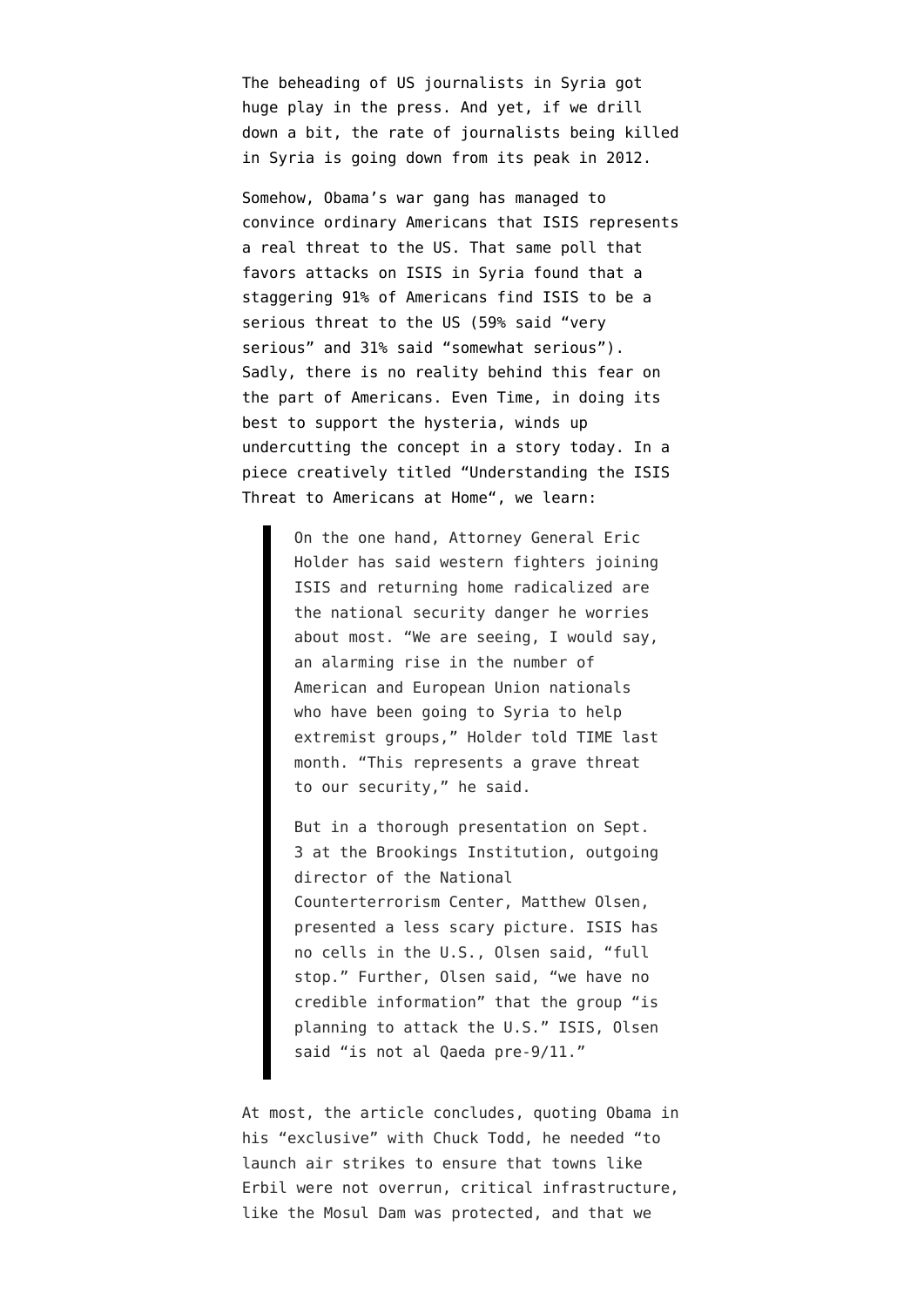The beheading of US journalists in Syria got huge play in the press. And yet, if we drill down a bit, the rate of journalists being killed in Syria is going down from its peak in 2012.

Somehow, Obama's war gang has managed to convince ordinary Americans that ISIS represents a real threat to the US. That same poll that favors attacks on ISIS in Syria found that a staggering 91% of Americans find ISIS to be a serious threat to the US (59% said "very serious" and 31% said "somewhat serious"). Sadly, there is no reality behind this fear on the part of Americans. Even Time, in doing its best to support the hysteria, winds up undercutting the concept in a story today. In a piece creatively titled "Understanding the ISIS Threat to Americans at Home", we learn:

> On the one hand, Attorney General Eric Holder has said western fighters joining ISIS and returning home radicalized are the national security danger he worries about most. "We are seeing, I would say, an alarming rise in the number of American and European Union nationals who have been going to Syria to help extremist groups," Holder told TIME last month. "This represents a grave threat to our security," he said.
>
> But in a thorough presentation on Sept. 3 at the Brookings Institution, outgoing director of the National Counterterrorism Center, Matthew Olsen, presented a less scary picture. ISIS has no cells in the U.S., Olsen said, "full stop." Further, Olsen said, "we have no credible information" that the group "is planning to attack the U.S." ISIS, Olsen said "is not al Qaeda pre-9/11."

At most, the article concludes, quoting Obama in his "exclusive" with Chuck Todd, he needed "to launch air strikes to ensure that towns like Erbil were not overrun, critical infrastructure, like the Mosul Dam was protected, and that we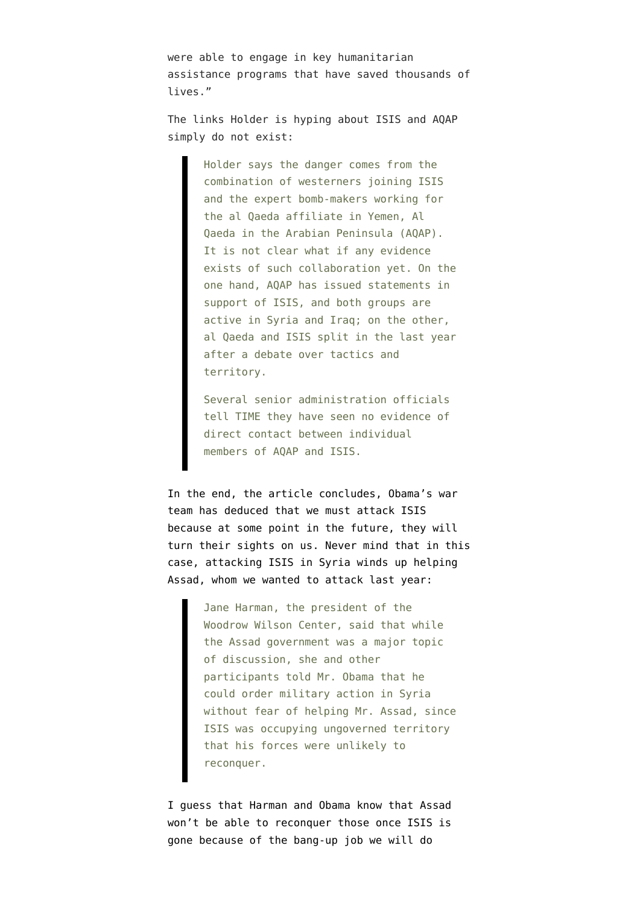were able to engage in key humanitarian assistance programs that have saved thousands of lives."

The links Holder is hyping about ISIS and AQAP simply do not exist:

> Holder says the danger comes from the combination of westerners joining ISIS and the expert bomb-makers working for the al Qaeda affiliate in Yemen, Al Qaeda in the Arabian Peninsula (AQAP). It is not clear what if any evidence exists of such collaboration yet. On the one hand, AQAP has issued statements in support of ISIS, and both groups are active in Syria and Iraq; on the other, al Qaeda and ISIS split in the last year after a debate over tactics and territory.
>
> Several senior administration officials tell TIME they have seen no evidence of direct contact between individual members of AQAP and ISIS.

In the end, the article concludes, Obama's war team has deduced that we must attack ISIS because at some point in the future, they will turn their sights on us. Never mind that in this case, attacking ISIS in Syria winds up helping Assad, whom we wanted to attack last year:

> Jane Harman, the president of the Woodrow Wilson Center, said that while the Assad government was a major topic of discussion, she and other participants told Mr. Obama that he could order military action in Syria without fear of helping Mr. Assad, since ISIS was occupying ungoverned territory that his forces were unlikely to reconquer.

I guess that Harman and Obama know that Assad won't be able to reconquer those once ISIS is gone because of the bang-up job we will do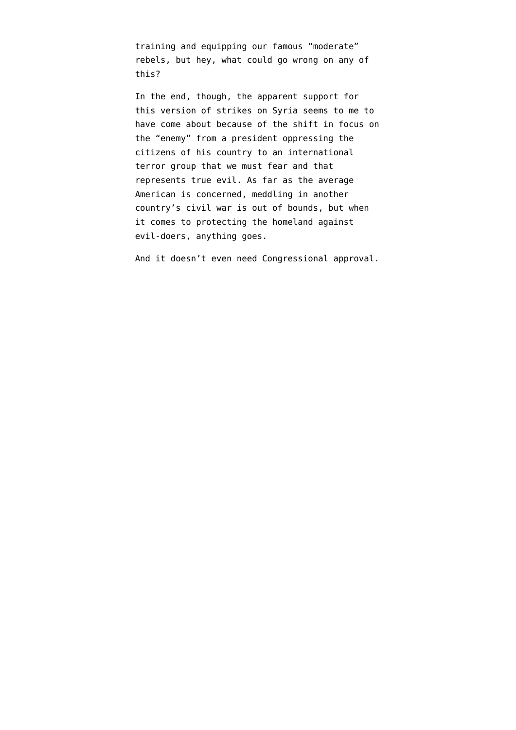training and equipping our famous “moderate” rebels, but hey, what could go wrong on any of this?

In the end, though, the apparent support for this version of strikes on Syria seems to me to have come about because of the shift in focus on the “enemy” from a president oppressing the citizens of his country to an international terror group that we must fear and that represents true evil. As far as the average American is concerned, meddling in another country’s civil war is out of bounds, but when it comes to protecting the homeland against evil-doers, anything goes.

And it doesn’t even need Congressional approval.